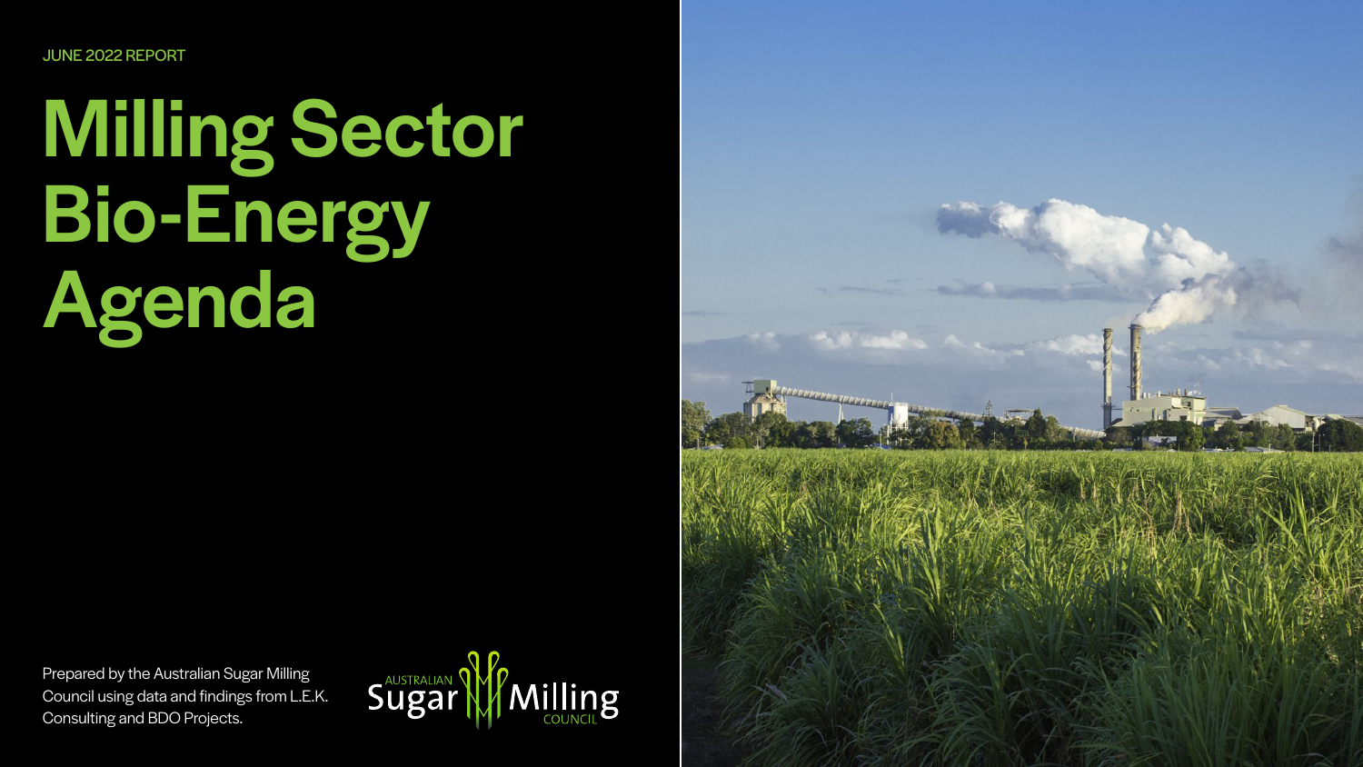JUNE 2022 REPORT

# Milling Sector Bio-Energy Agenda

Prepared by the Australian Sugar Milling Council using data and findings from L.E.K. Consulting and BDO Projects.

Australian Sugar Milling Council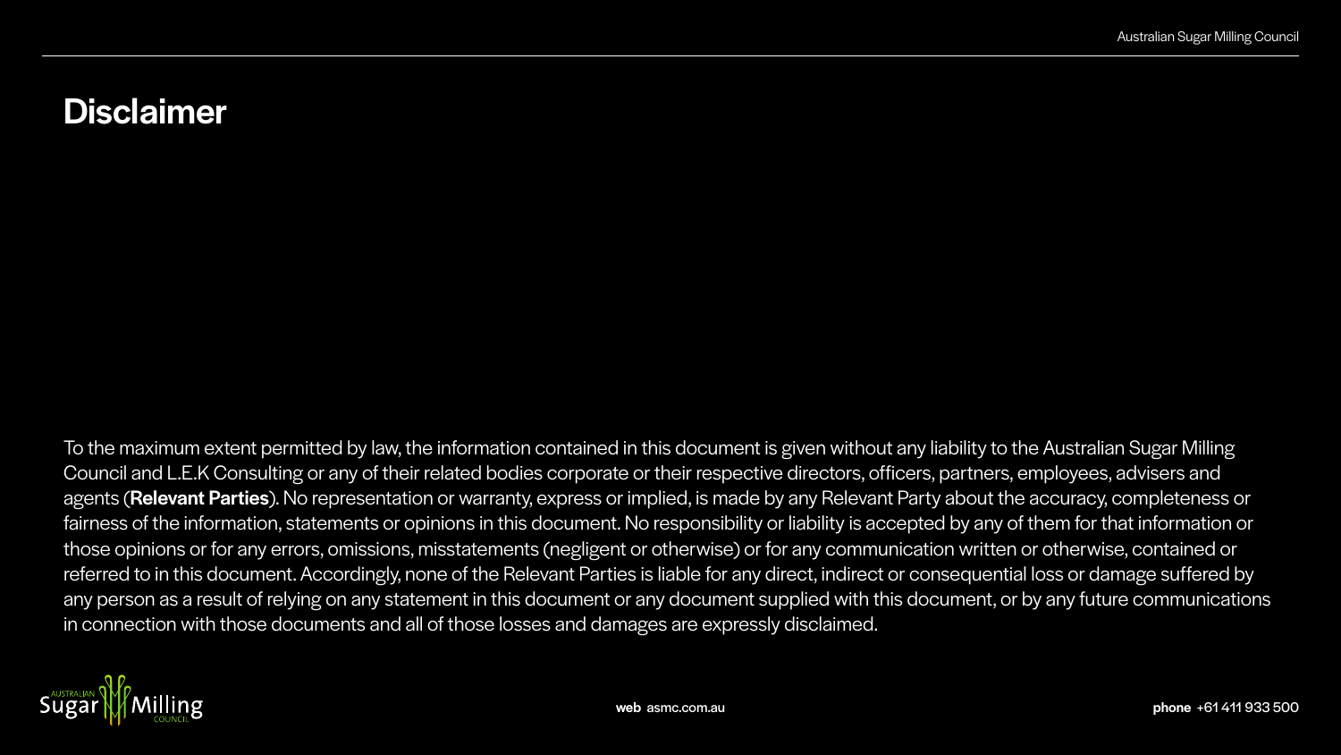# Disclaimer

To the maximum extent permitted by law, the information contained in this document is given without any liability to the Australian Sugar Milling Council and L.E.K Consulting or any of their related bodies corporate or their respective directors, officers, partners, employees, advisers and agents (**Relevant Parties**). No representation or warranty, express or implied, is made by any Relevant Party about the accuracy, completeness or fairness of the information, statements or opinions in this document. No responsibility or liability is accepted by any of them for that information or those opinions or for any errors, omissions, misstatements (negligent or otherwise) or for any communication written or otherwise, contained or referred to in this document. Accordingly, none of the Relevant Parties is liable for any direct, indirect or consequential loss or damage suffered by any person as a result of relying on any statement in this document or any document supplied with this document, or by any future communications in connection with those documents and all of those losses and damages are expressly disclaimed.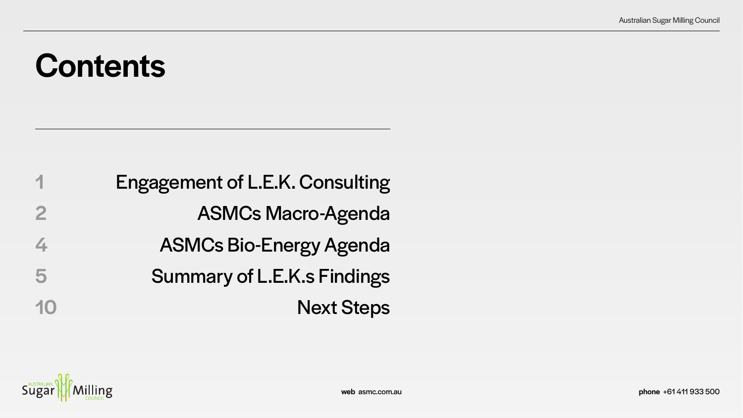# Contents

| | |
|---|---|
| 1 | Engagement of L.E.K. Consulting |
| 2 | ASMCs Macro-Agenda |
| 4 | ASMCs Bio-Energy Agenda |
| 5 | Summary of L.E.K.s Findings |
| 10 | Next Steps |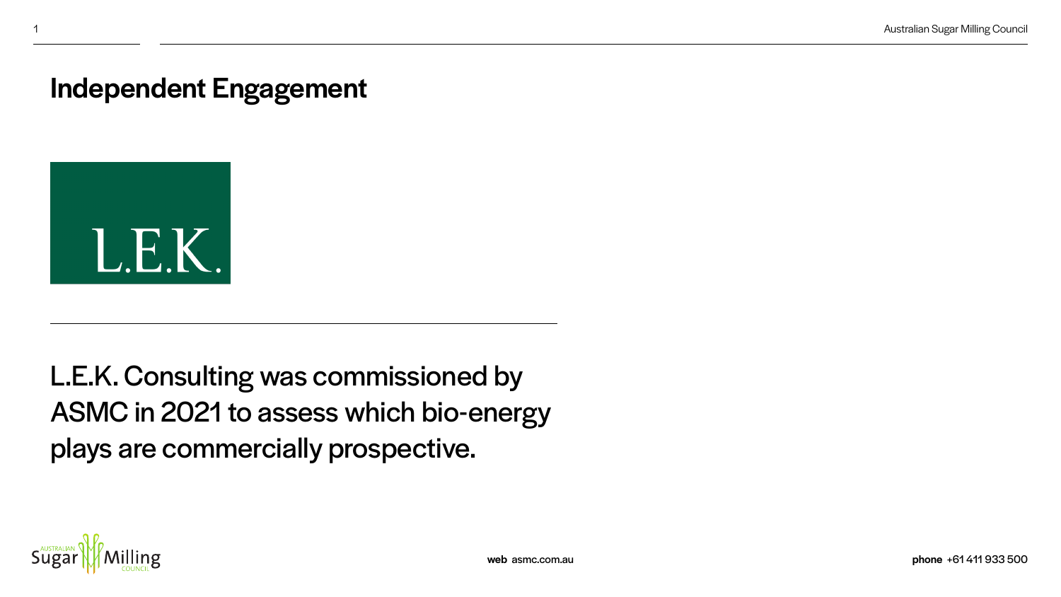## Independent Engagement

L.E.K.

L.E.K. Consulting was commissioned by ASMC in 2021 to assess which bio-energy plays are commercially prospective.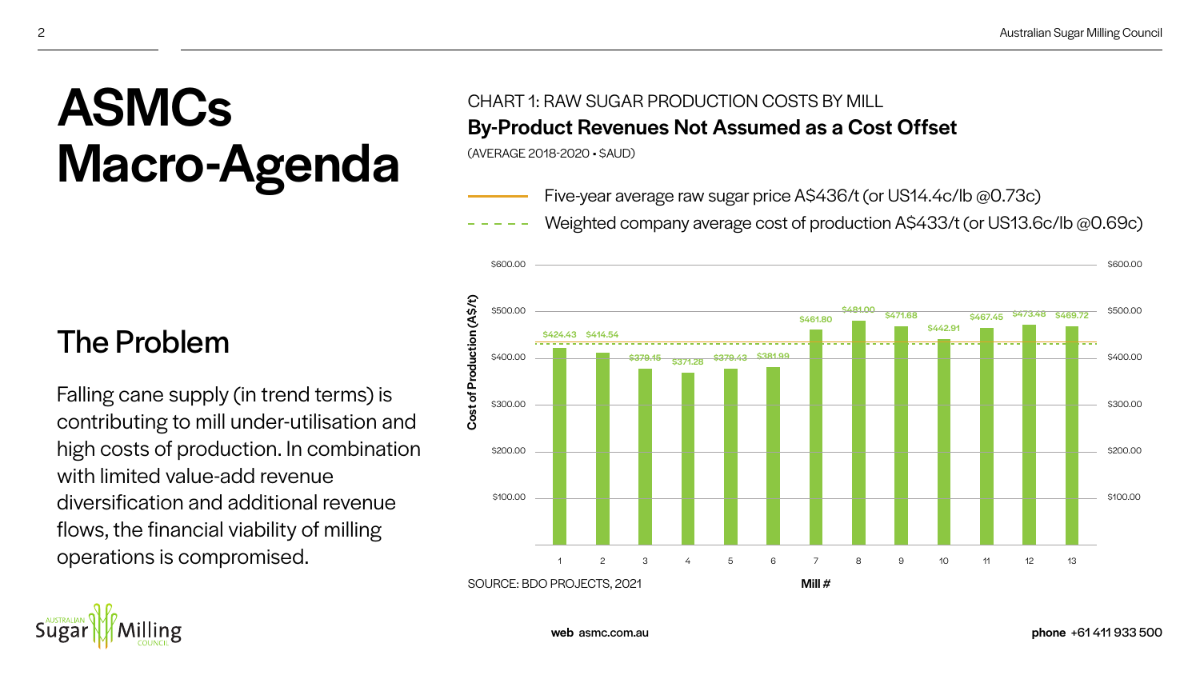# ASMCs Macro-Agenda

## The Problem

Falling cane supply (in trend terms) is contributing to mill under-utilisation and high costs of production. In combination with limited value-add revenue diversification and additional revenue flows, the financial viability of milling operations is compromised.

CHART 1: RAW SUGAR PRODUCTION COSTS BY MILL

**By-Product Revenues Not Assumed as a Cost Offset**

(AVERAGE 2018-2020 • $AUD)

- Five-year average raw sugar price A$436/t (or US14.4c/lb @0.73c)
- Weighted company average cost of production A$433/t (or US13.6c/lb @0.69c)

| Mill # | Cost of Production (A$/t) |
|---|---|
| 1 | $424.43 |
| 2 | $414.54 |
| 3 | $379.15 |
| 4 | $371.28 |
| 5 | $379.43 |
| 6 | $381.99 |
| 7 | $461.80 |
| 8 | $481.00 |
| 9 | $471.68 |
| 10 | $442.91 |
| 11 | $467.45 |
| 12 | $473.48 |
| 13 | $469.72 |

SOURCE: BDO PROJECTS, 2021

**web** asmc.com.au

**phone** +61 411 933 500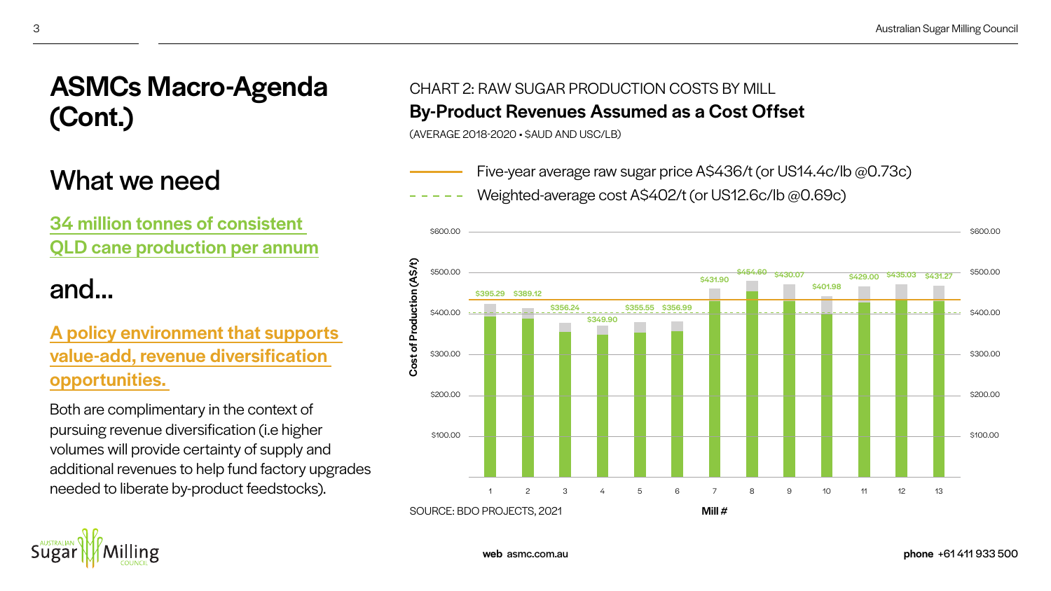# ASMCs Macro-Agenda (Cont.)

## What we need

**34 million tonnes of consistent QLD cane production per annum**

## and...

**A policy environment that supports value-add, revenue diversification opportunities.**

Both are complimentary in the context of pursuing revenue diversification (i.e higher volumes will provide certainty of supply and additional revenues to help fund factory upgrades needed to liberate by-product feedstocks).

CHART 2: RAW SUGAR PRODUCTION COSTS BY MILL

**By-Product Revenues Assumed as a Cost Offset**

(AVERAGE 2018-2020 • $AUD AND USC/LB)

- Five-year average raw sugar price A$436/t (or US14.4c/lb @0.73c)
- Weighted-average cost A$402/t (or US12.6c/lb @0.69c)

| Mill # | Cost of Production (A$/t) |
|---|---|
| 1 | $395.29 |
| 2 | $389.12 |
| 3 | $356.24 |
| 4 | $349.90 |
| 5 | $355.55 |
| 6 | $356.99 |
| 7 | $431.90 |
| 8 | $454.60 |
| 9 | $430.07 |
| 10 | $401.98 |
| 11 | $429.00 |
| 12 | $435.03 |
| 13 | $431.27 |

SOURCE: BDO PROJECTS, 2021

**web** asmc.com.au

**phone** +61 411 933 500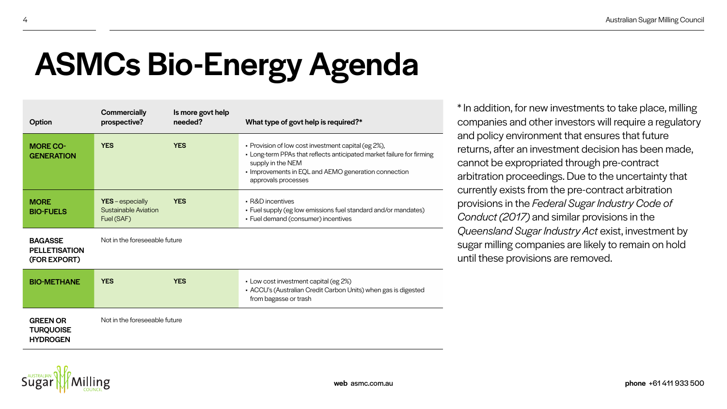# ASMCs Bio-Energy Agenda

| Option | Commercially prospective? | Is more govt help needed? | What type of govt help is required?* |
|---|---|---|---|
| **MORE CO-GENERATION** | **YES** | **YES** | • Provision of low cost investment capital (eg 2%),<br>• Long-term PPAs that reflects anticipated market failure for firming supply in the NEM<br>• Improvements in EQL and AEMO generation connection approvals processes |
| **MORE BIO-FUELS** | **YES** – especially Sustainable Aviation Fuel (SAF) | **YES** | • R&D incentives<br>• Fuel supply (eg low emissions fuel standard and/or mandates)<br>• Fuel demand (consumer) incentives |
| **BAGASSE PELLETISATION (FOR EXPORT)** | Not in the foreseeable future | | |
| **BIO-METHANE** | **YES** | **YES** | • Low cost investment capital (eg 2%)<br>• ACCU's (Australian Credit Carbon Units) when gas is digested from bagasse or trash |
| **GREEN OR TURQUOISE HYDROGEN** | Not in the foreseeable future | | |

* In addition, for new investments to take place, milling companies and other investors will require a regulatory and policy environment that ensures that future returns, after an investment decision has been made, cannot be expropriated through pre-contract arbitration proceedings. Due to the uncertainty that currently exists from the pre-contract arbitration provisions in the *Federal Sugar Industry Code of Conduct (2017)* and similar provisions in the *Queensland Sugar Industry Act* exist, investment by sugar milling companies are likely to remain on hold until these provisions are removed.

**web** asmc.com.au

**phone** +61 411 933 500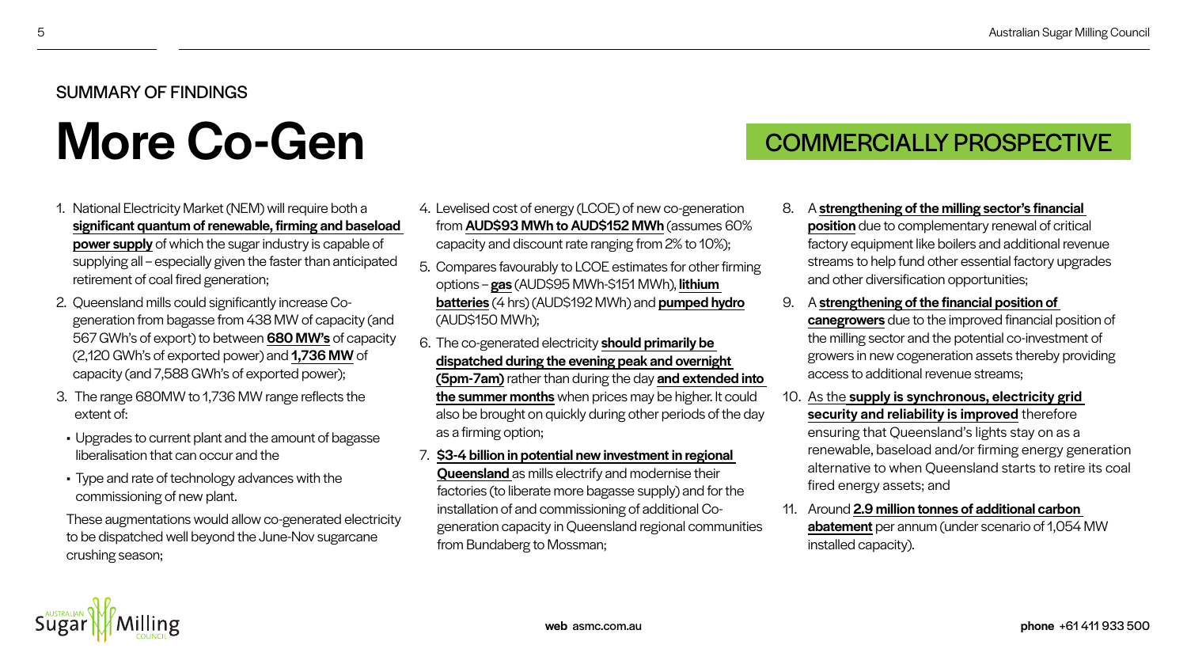SUMMARY OF FINDINGS

# More Co-Gen

## COMMERCIALLY PROSPECTIVE

1. National Electricity Market (NEM) will require both a **significant quantum of renewable, firming and baseload power supply** of which the sugar industry is capable of supplying all – especially given the faster than anticipated retirement of coal fired generation;
2. Queensland mills could significantly increase Co-generation from bagasse from 438 MW of capacity (and 567 GWh's of export) to between **680 MW's** of capacity (2,120 GWh's of exported power) and **1,736 MW** of capacity (and 7,588 GWh's of exported power);
3. The range 680MW to 1,736 MW range reflects the extent of:
   - Upgrades to current plant and the amount of bagasse liberalisation that can occur and the
   - Type and rate of technology advances with the commissioning of new plant.

   These augmentations would allow co-generated electricity to be dispatched well beyond the June-Nov sugarcane crushing season;
4. Levelised cost of energy (LCOE) of new co-generation from **AUD$93 MWh to AUD$152 MWh** (assumes 60% capacity and discount rate ranging from 2% to 10%);
5. Compares favourably to LCOE estimates for other firming options – **gas** (AUD$95 MWh-$151 MWh), **lithium batteries** (4 hrs) (AUD$192 MWh) and **pumped hydro** (AUD$150 MWh);
6. The co-generated electricity **should primarily be dispatched during the evening peak and overnight (5pm-7am)** rather than during the day **and extended into the summer months** when prices may be higher. It could also be brought on quickly during other periods of the day as a firming option;
7. **$3-4 billion in potential new investment in regional Queensland** as mills electrify and modernise their factories (to liberate more bagasse supply) and for the installation of and commissioning of additional Co-generation capacity in Queensland regional communities from Bundaberg to Mossman;
8. A **strengthening of the milling sector's financial position** due to complementary renewal of critical factory equipment like boilers and additional revenue streams to help fund other essential factory upgrades and other diversification opportunities;
9. A **strengthening of the financial position of canegrowers** due to the improved financial position of the milling sector and the potential co-investment of growers in new cogeneration assets thereby providing access to additional revenue streams;
10. As the **supply is synchronous, electricity grid security and reliability is improved** therefore ensuring that Queensland's lights stay on as a renewable, baseload and/or firming energy generation alternative to when Queensland starts to retire its coal fired energy assets; and
11. Around **2.9 million tonnes of additional carbon abatement** per annum (under scenario of 1,054 MW installed capacity).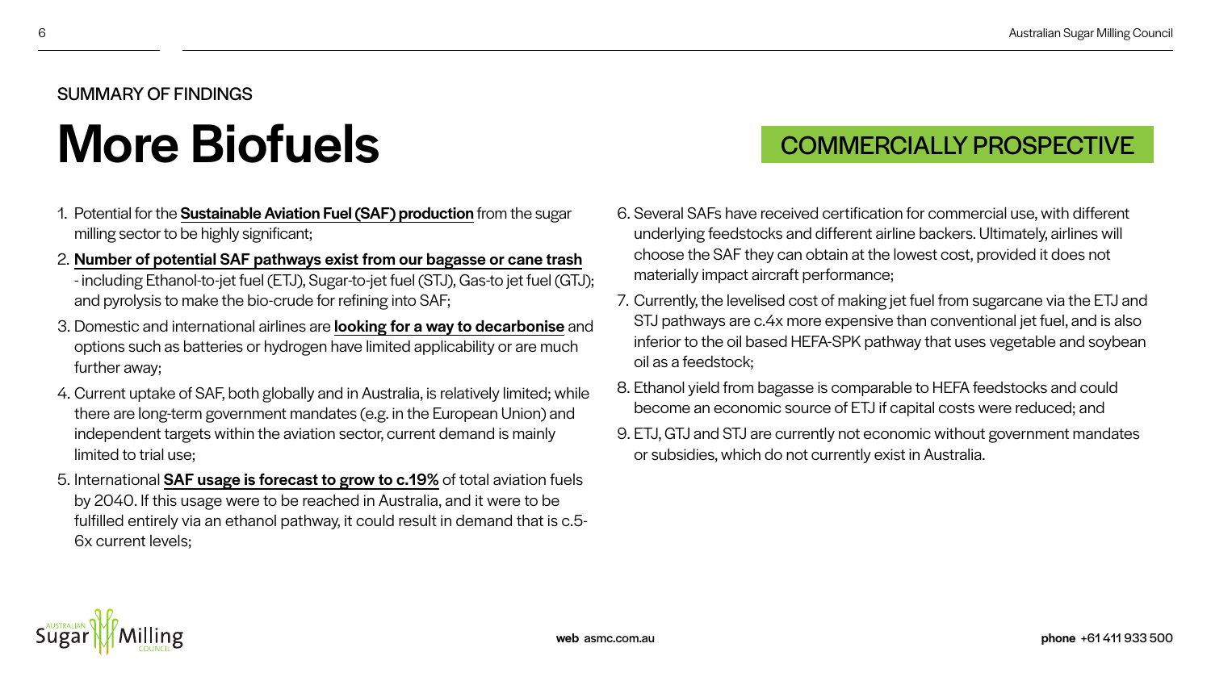SUMMARY OF FINDINGS

# More Biofuels

COMMERCIALLY PROSPECTIVE

1. Potential for the **Sustainable Aviation Fuel (SAF) production** from the sugar milling sector to be highly significant;
2. **Number of potential SAF pathways exist from our bagasse or cane trash** - including Ethanol-to-jet fuel (ETJ), Sugar-to-jet fuel (STJ), Gas-to jet fuel (GTJ); and pyrolysis to make the bio-crude for refining into SAF;
3. Domestic and international airlines are **looking for a way to decarbonise** and options such as batteries or hydrogen have limited applicability or are much further away;
4. Current uptake of SAF, both globally and in Australia, is relatively limited; while there are long-term government mandates (e.g. in the European Union) and independent targets within the aviation sector, current demand is mainly limited to trial use;
5. International **SAF usage is forecast to grow to c.19%** of total aviation fuels by 2040. If this usage were to be reached in Australia, and it were to be fulfilled entirely via an ethanol pathway, it could result in demand that is c.5-6x current levels;
6. Several SAFs have received certification for commercial use, with different underlying feedstocks and different airline backers. Ultimately, airlines will choose the SAF they can obtain at the lowest cost, provided it does not materially impact aircraft performance;
7. Currently, the levelised cost of making jet fuel from sugarcane via the ETJ and STJ pathways are c.4x more expensive than conventional jet fuel, and is also inferior to the oil based HEFA-SPK pathway that uses vegetable and soybean oil as a feedstock;
8. Ethanol yield from bagasse is comparable to HEFA feedstocks and could become an economic source of ETJ if capital costs were reduced; and
9. ETJ, GTJ and STJ are currently not economic without government mandates or subsidies, which do not currently exist in Australia.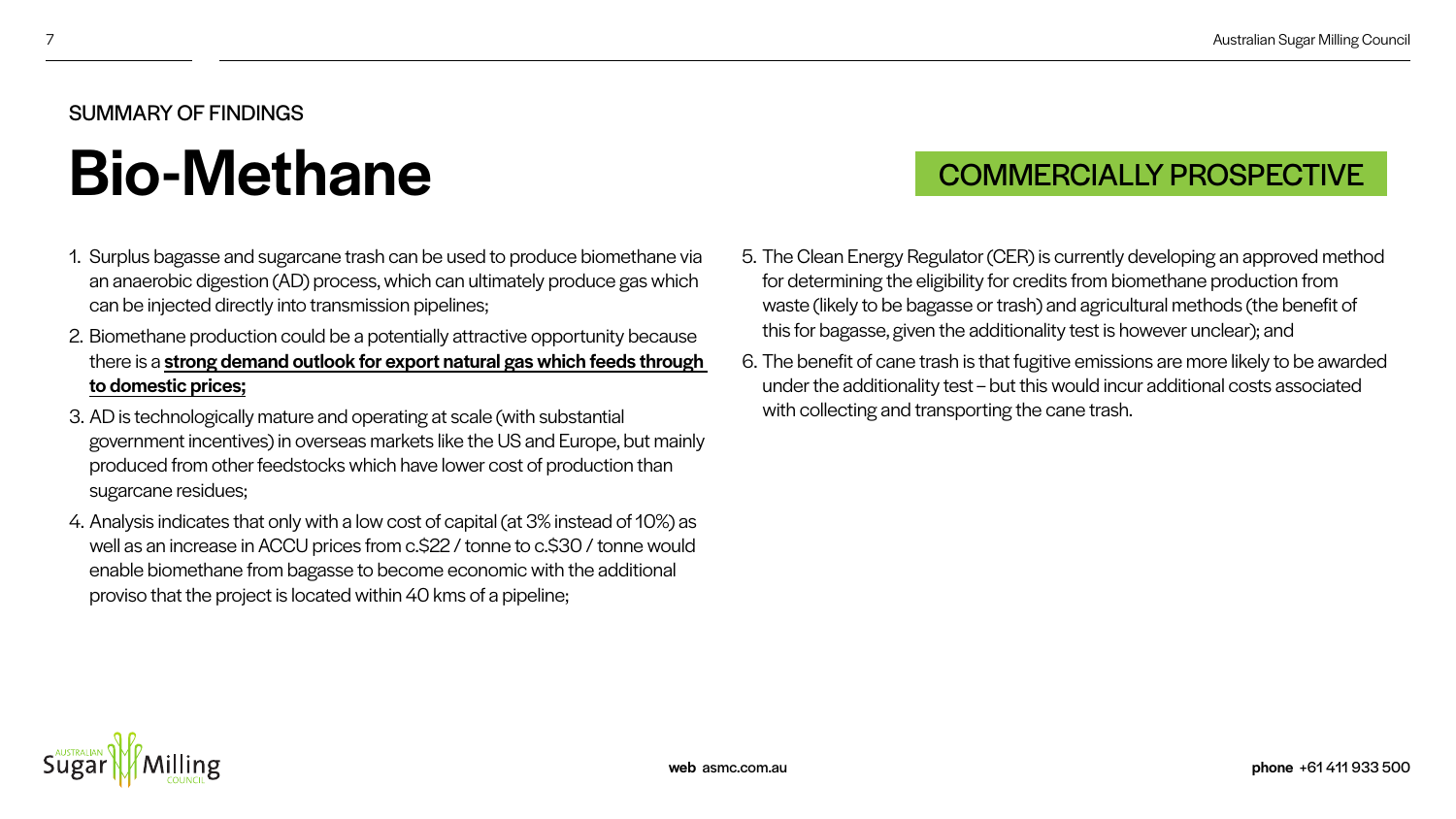SUMMARY OF FINDINGS

# Bio-Methane

COMMERCIALLY PROSPECTIVE

1. Surplus bagasse and sugarcane trash can be used to produce biomethane via an anaerobic digestion (AD) process, which can ultimately produce gas which can be injected directly into transmission pipelines;
2. Biomethane production could be a potentially attractive opportunity because there is a **strong demand outlook for export natural gas which feeds through to domestic prices;**
3. AD is technologically mature and operating at scale (with substantial government incentives) in overseas markets like the US and Europe, but mainly produced from other feedstocks which have lower cost of production than sugarcane residues;
4. Analysis indicates that only with a low cost of capital (at 3% instead of 10%) as well as an increase in ACCU prices from c.$22 / tonne to c.$30 / tonne would enable biomethane from bagasse to become economic with the additional proviso that the project is located within 40 kms of a pipeline;
5. The Clean Energy Regulator (CER) is currently developing an approved method for determining the eligibility for credits from biomethane production from waste (likely to be bagasse or trash) and agricultural methods (the benefit of this for bagasse, given the additionality test is however unclear); and
6. The benefit of cane trash is that fugitive emissions are more likely to be awarded under the additionality test – but this would incur additional costs associated with collecting and transporting the cane trash.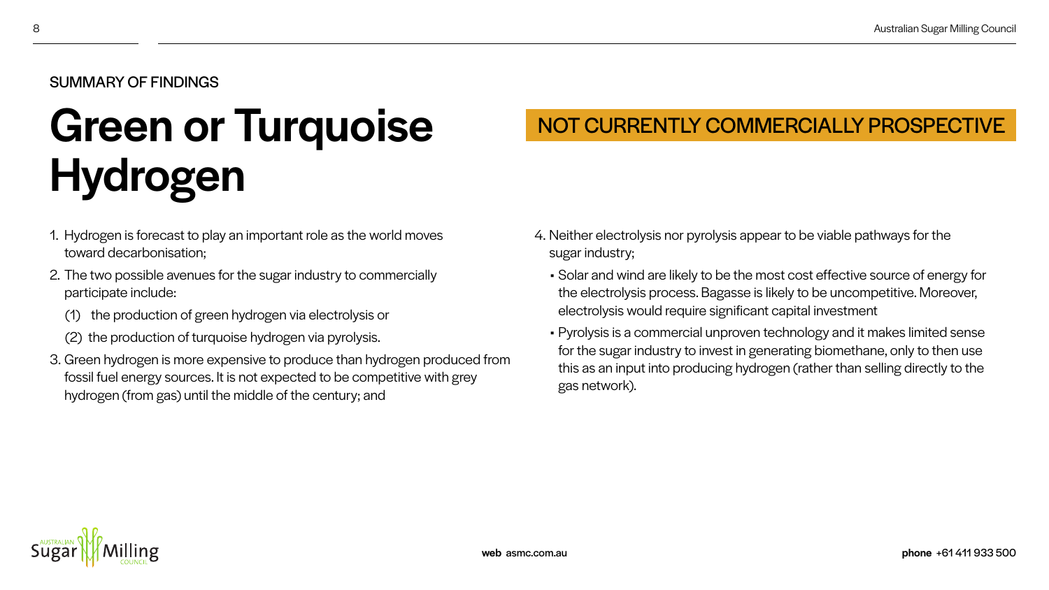SUMMARY OF FINDINGS

# Green or Turquoise Hydrogen

**NOT CURRENTLY COMMERCIALLY PROSPECTIVE**

1. Hydrogen is forecast to play an important role as the world moves toward decarbonisation;
2. The two possible avenues for the sugar industry to commercially participate include:
   (1) the production of green hydrogen via electrolysis or
   (2) the production of turquoise hydrogen via pyrolysis.
3. Green hydrogen is more expensive to produce than hydrogen produced from fossil fuel energy sources. It is not expected to be competitive with grey hydrogen (from gas) until the middle of the century; and
4. Neither electrolysis nor pyrolysis appear to be viable pathways for the sugar industry;
   - Solar and wind are likely to be the most cost effective source of energy for the electrolysis process. Bagasse is likely to be uncompetitive. Moreover, electrolysis would require significant capital investment
   - Pyrolysis is a commercial unproven technology and it makes limited sense for the sugar industry to invest in generating biomethane, only to then use this as an input into producing hydrogen (rather than selling directly to the gas network).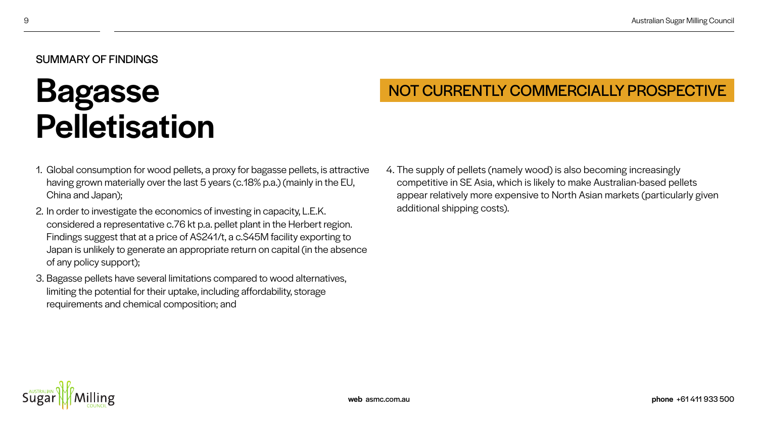SUMMARY OF FINDINGS

# Bagasse Pelletisation

**NOT CURRENTLY COMMERCIALLY PROSPECTIVE**

1. Global consumption for wood pellets, a proxy for bagasse pellets, is attractive having grown materially over the last 5 years (c.18% p.a.) (mainly in the EU, China and Japan);
2. In order to investigate the economics of investing in capacity, L.E.K. considered a representative c.76 kt p.a. pellet plant in the Herbert region. Findings suggest that at a price of A$241/t, a c.$45M facility exporting to Japan is unlikely to generate an appropriate return on capital (in the absence of any policy support);
3. Bagasse pellets have several limitations compared to wood alternatives, limiting the potential for their uptake, including affordability, storage requirements and chemical composition; and
4. The supply of pellets (namely wood) is also becoming increasingly competitive in SE Asia, which is likely to make Australian-based pellets appear relatively more expensive to North Asian markets (particularly given additional shipping costs).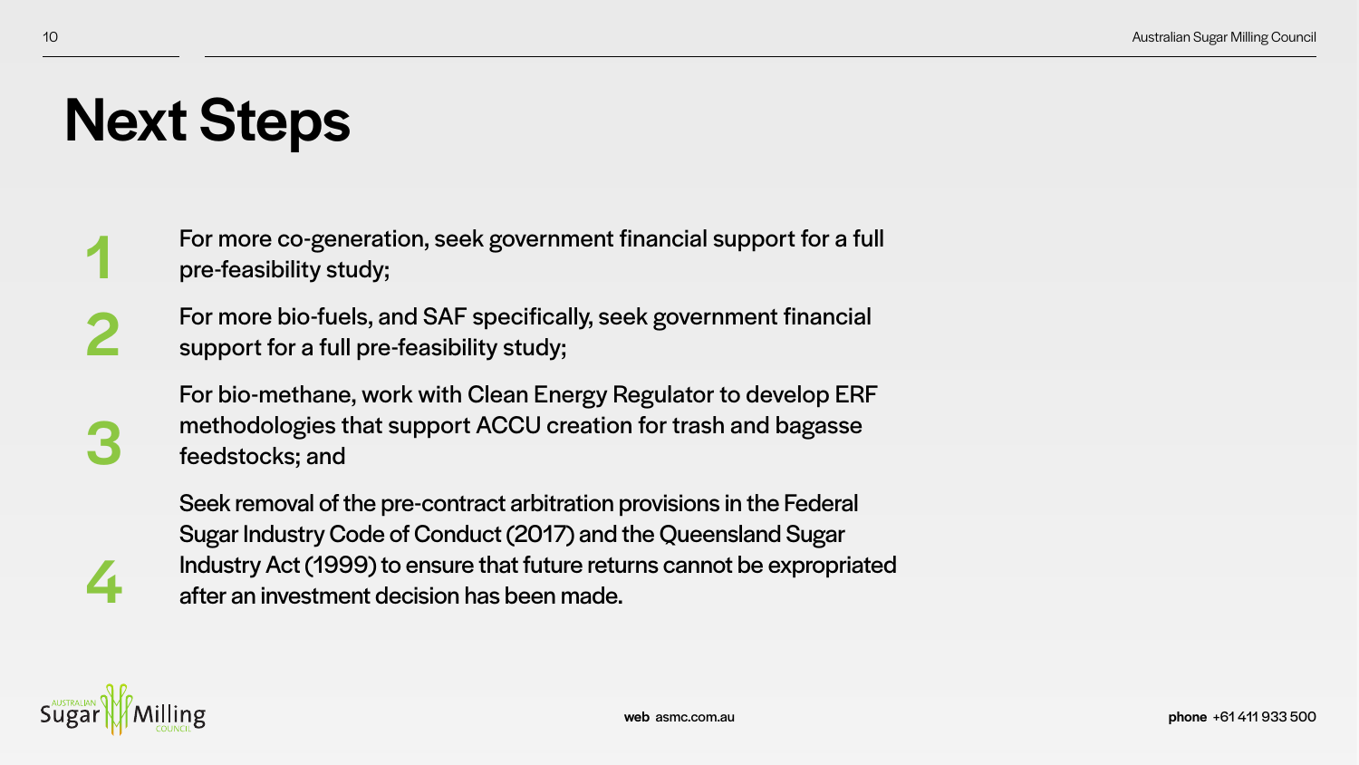# Next Steps

1. For more co-generation, seek government financial support for a full pre-feasibility study;
2. For more bio-fuels, and SAF specifically, seek government financial support for a full pre-feasibility study;
3. For bio-methane, work with Clean Energy Regulator to develop ERF methodologies that support ACCU creation for trash and bagasse feedstocks; and
4. Seek removal of the pre-contract arbitration provisions in the Federal Sugar Industry Code of Conduct (2017) and the Queensland Sugar Industry Act (1999) to ensure that future returns cannot be expropriated after an investment decision has been made.

**web** asmc.com.au

**phone** +61 411 933 500